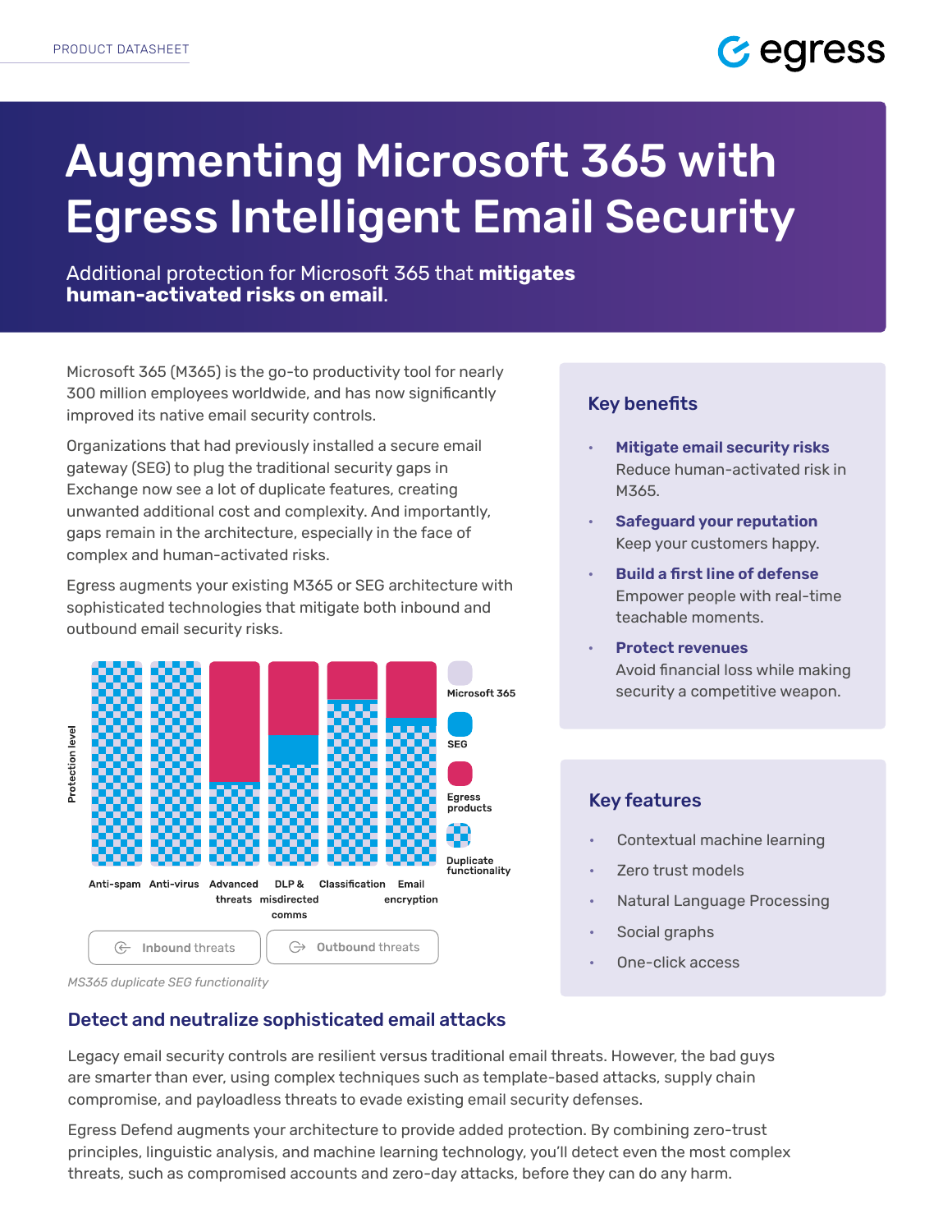# Augmenting Microsoft 365 with Egress Intelligent Email Security

Additional protection for Microsoft 365 that **mitigates human-activated risks on email**.

Microsoft 365 (M365) is the go-to productivity tool for nearly 300 million employees worldwide, and has now significantly improved its native email security controls.

Organizations that had previously installed a secure email gateway (SEG) to plug the traditional security gaps in Exchange now see a lot of duplicate features, creating unwanted additional cost and complexity. And importantly, gaps remain in the architecture, especially in the face of complex and human-activated risks.

Egress augments your existing M365 or SEG architecture with sophisticated technologies that mitigate both inbound and outbound email security risks.

Protection level

Anti-spam | Anti-virus | Advanced threats | DLP & misdirected comms | Classification | Email encryption

Microsoft 365 | SEG | Egress products | Duplicate functionality

Inbound threats | Outbound threats

*MS365 duplicate SEG functionality*

## Key benefits

- **Mitigate email security risks**
  Reduce human-activated risk in M365.
- **Safeguard your reputation**
  Keep your customers happy.
- **Build a first line of defense**
  Empower people with real-time teachable moments.
- **Protect revenues**
  Avoid financial loss while making security a competitive weapon.

## Key features

- Contextual machine learning
- Zero trust models
- Natural Language Processing
- Social graphs
- One-click access

## Detect and neutralize sophisticated email attacks

Legacy email security controls are resilient versus traditional email threats. However, the bad guys are smarter than ever, using complex techniques such as template-based attacks, supply chain compromise, and payloadless threats to evade existing email security defenses.

Egress Defend augments your architecture to provide added protection. By combining zero-trust principles, linguistic analysis, and machine learning technology, you'll detect even the most complex threats, such as compromised accounts and zero-day attacks, before they can do any harm.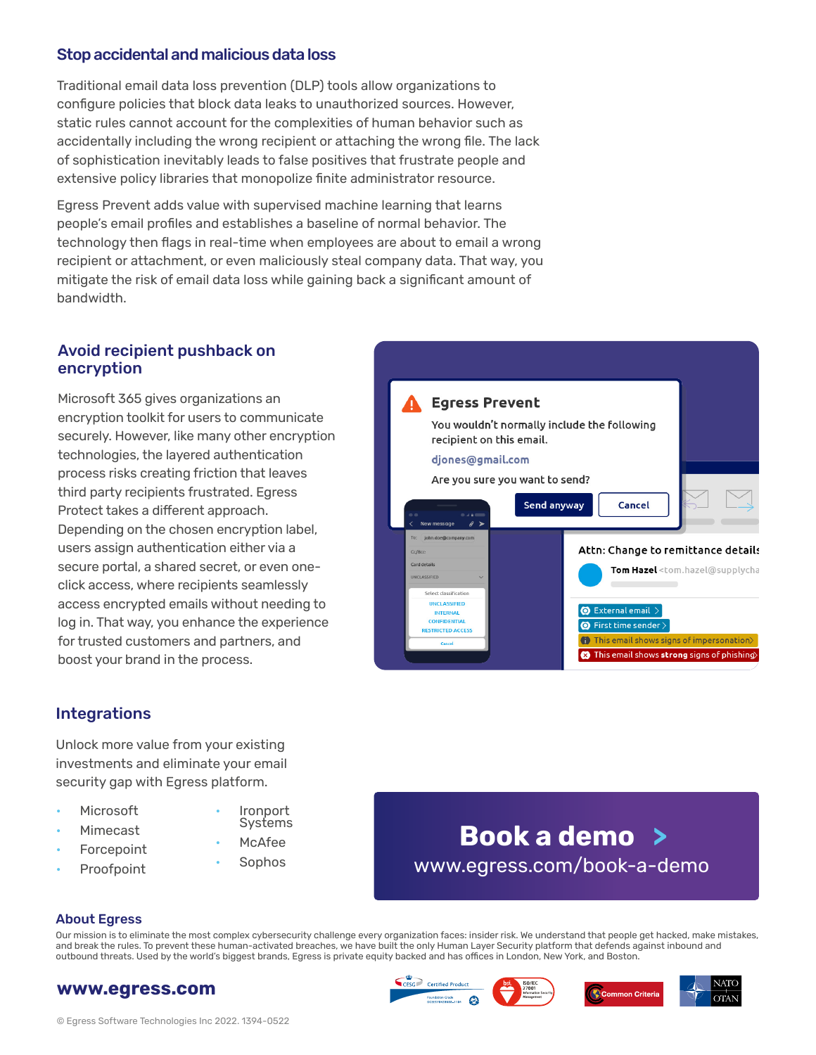## Stop accidental and malicious data loss

Traditional email data loss prevention (DLP) tools allow organizations to configure policies that block data leaks to unauthorized sources. However, static rules cannot account for the complexities of human behavior such as accidentally including the wrong recipient or attaching the wrong file. The lack of sophistication inevitably leads to false positives that frustrate people and extensive policy libraries that monopolize finite administrator resource.

Egress Prevent adds value with supervised machine learning that learns people's email profiles and establishes a baseline of normal behavior. The technology then flags in real-time when employees are about to email a wrong recipient or attachment, or even maliciously steal company data. That way, you mitigate the risk of email data loss while gaining back a significant amount of bandwidth.

## Avoid recipient pushback on encryption

Microsoft 365 gives organizations an encryption toolkit for users to communicate securely. However, like many other encryption technologies, the layered authentication process risks creating friction that leaves third party recipients frustrated. Egress Protect takes a different approach. Depending on the chosen encryption label, users assign authentication either via a secure portal, a shared secret, or even one-click access, where recipients seamlessly access encrypted emails without needing to log in. That way, you enhance the experience for trusted customers and partners, and boost your brand in the process.

## Integrations

Unlock more value from your existing investments and eliminate your email security gap with Egress platform.

- Microsoft
- Mimecast
- Forcepoint
- Proofpoint
- Ironport Systems
- McAfee
- Sophos

**Book a demo >**
www.egress.com/book-a-demo

### About Egress

Our mission is to eliminate the most complex cybersecurity challenge every organization faces: insider risk. We understand that people get hacked, make mistakes, and break the rules. To prevent these human-activated breaches, we have built the only Human Layer Security platform that defends against inbound and outbound threats. Used by the world's biggest brands, Egress is private equity backed and has offices in London, New York, and Boston.

**www.egress.com**

© Egress Software Technologies Inc 2022. 1394-0522